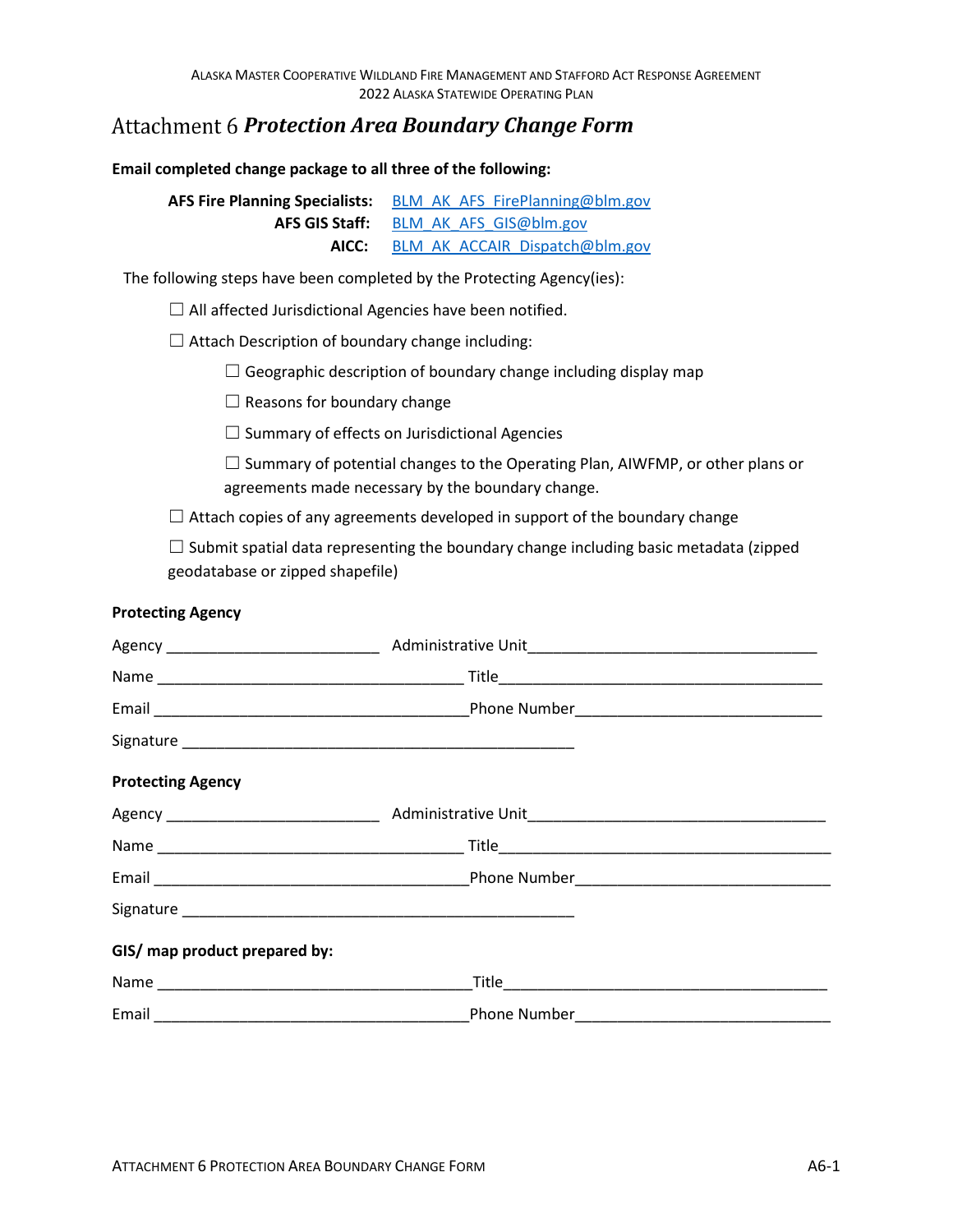# Attachment 6 *Protection Area Boundary Change Form*

**Email completed change package to all three of the following:**

**AFS Fire Planning Specialists:** BLM_AK_AFS_FirePlanning@blm.gov
**AFS GIS Staff:** BLM_AK_AFS_GIS@blm.gov
**AICC:** BLM_AK_ACCAIR_Dispatch@blm.gov

The following steps have been completed by the Protecting Agency(ies):

☐ All affected Jurisdictional Agencies have been notified.

☐ Attach Description of boundary change including:

- ☐ Geographic description of boundary change including display map
- ☐ Reasons for boundary change
- ☐ Summary of effects on Jurisdictional Agencies
- ☐ Summary of potential changes to the Operating Plan, AIWFMP, or other plans or agreements made necessary by the boundary change.

☐ Attach copies of any agreements developed in support of the boundary change

☐ Submit spatial data representing the boundary change including basic metadata (zipped geodatabase or zipped shapefile)

**Protecting Agency**

Agency ________________________ Administrative Unit________________________________

Name __________________________________ Title____________________________________

Email ___________________________________Phone Number____________________________

Signature ____________________________________________

**Protecting Agency**

Agency ________________________ Administrative Unit________________________________

Name __________________________________ Title____________________________________

Email ___________________________________Phone Number____________________________

Signature ____________________________________________

**GIS/ map product prepared by:**

Name ___________________________________Title____________________________________

Email ___________________________________Phone Number____________________________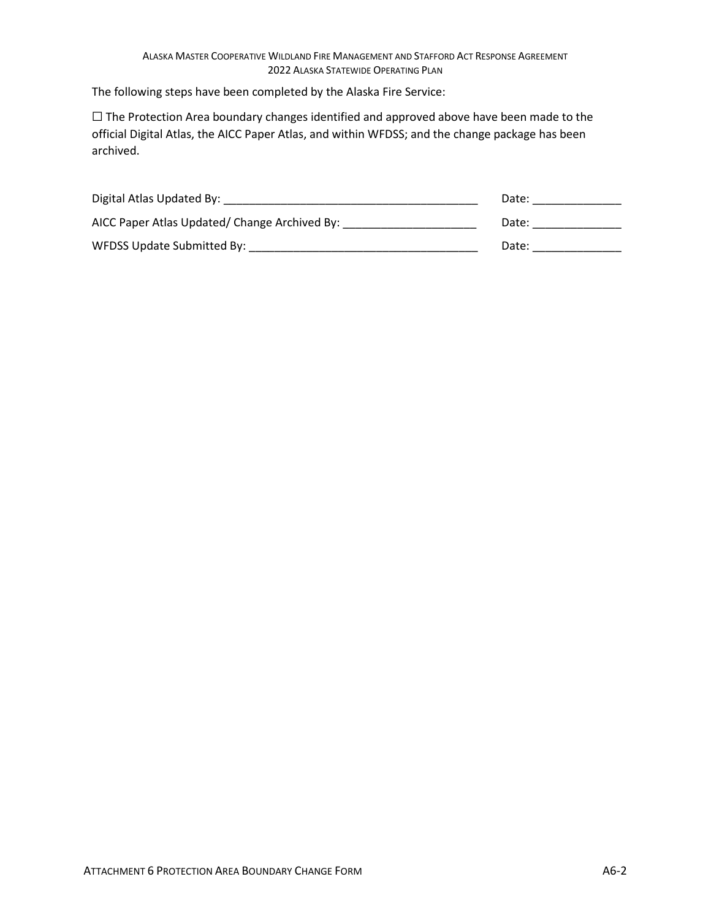The following steps have been completed by the Alaska Fire Service:

☐ The Protection Area boundary changes identified and approved above have been made to the official Digital Atlas, the AICC Paper Atlas, and within WFDSS; and the change package has been archived.

Digital Atlas Updated By: ________________________________________ Date: ______________

AICC Paper Atlas Updated/ Change Archived By: _____________________ Date: ______________

WFDSS Update Submitted By: ____________________________________ Date: ______________